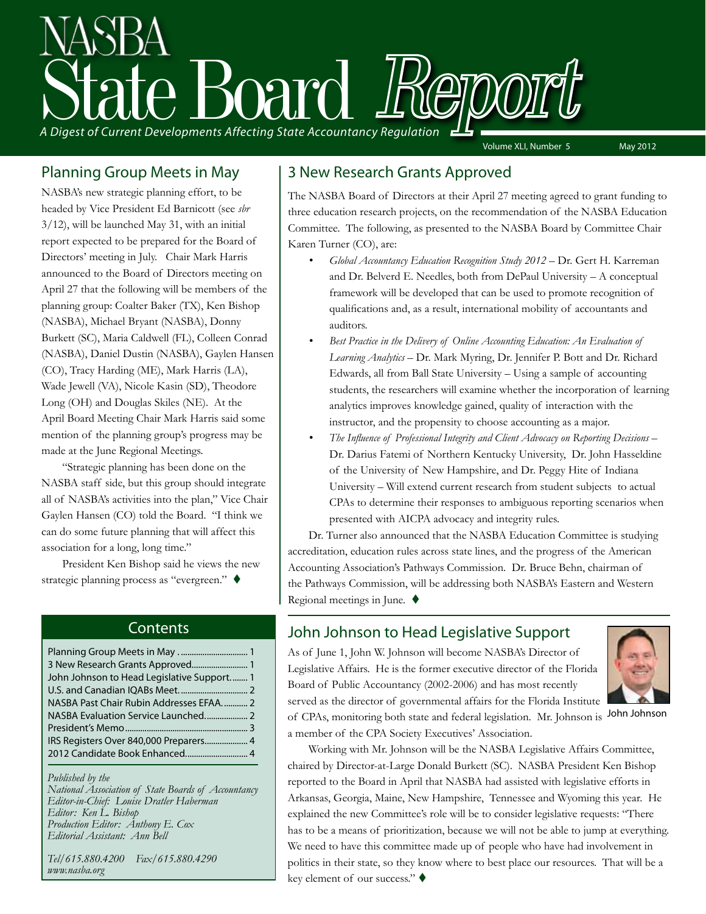// NASBA State Board Report

*A Digest of Current Developments Affecting State Accountancy Regulation*

Volume XLI, Number 5 — May 2012

## Planning Group Meets in May

NASBA's new strategic planning effort, to be headed by Vice President Ed Barnicott (see *sbr* 3/12), will be launched May 31, with an initial report expected to be prepared for the Board of Directors' meeting in July. Chair Mark Harris announced to the Board of Directors meeting on April 27 that the following will be members of the planning group: Coalter Baker (TX), Ken Bishop (NASBA), Michael Bryant (NASBA), Donny Burkett (SC), Maria Caldwell (FL), Colleen Conrad (NASBA), Daniel Dustin (NASBA), Gaylen Hansen (CO), Tracy Harding (ME), Mark Harris (LA), Wade Jewell (VA), Nicole Kasin (SD), Theodore Long (OH) and Douglas Skiles (NE). At the April Board Meeting Chair Mark Harris said some mention of the planning group's progress may be made at the June Regional Meetings.

"Strategic planning has been done on the NASBA staff side, but this group should integrate all of NASBA's activities into the plan," Vice Chair Gaylen Hansen (CO) told the Board. "I think we can do some future planning that will affect this association for a long, long time."

President Ken Bishop said he views the new strategic planning process as "evergreen." ♦

## Contents

| | |
|---|---|
| Planning Group Meets in May | 1 |
| 3 New Research Grants Approved | 1 |
| John Johnson to Head Legislative Support | 1 |
| U.S. and Canadian IQABs Meet | 2 |
| NASBA Past Chair Rubin Addresses EFAA | 2 |
| NASBA Evaluation Service Launched | 2 |
| President's Memo | 3 |
| IRS Registers Over 840,000 Preparers | 4 |
| 2012 Candidate Book Enhanced | 4 |

*Published by the*
*National Association of State Boards of Accountancy*
*Editor-in-Chief: Louise Dratler Haberman*
*Editor: Ken L. Bishop*
*Production Editor: Anthony E. Cox*
*Editorial Assistant: Ann Bell*

*Tel/615.880.4200 Fax/615.880.4290*
*www.nasba.org*

## 3 New Research Grants Approved

The NASBA Board of Directors at their April 27 meeting agreed to grant funding to three education research projects, on the recommendation of the NASBA Education Committee. The following, as presented to the NASBA Board by Committee Chair Karen Turner (CO), are:

- *Global Accountancy Education Recognition Study 2012* – Dr. Gert H. Karreman and Dr. Belverd E. Needles, both from DePaul University – A conceptual framework will be developed that can be used to promote recognition of qualifications and, as a result, international mobility of accountants and auditors.
- *Best Practice in the Delivery of Online Accounting Education: An Evaluation of Learning Analytics* – Dr. Mark Myring, Dr. Jennifer P. Bott and Dr. Richard Edwards, all from Ball State University – Using a sample of accounting students, the researchers will examine whether the incorporation of learning analytics improves knowledge gained, quality of interaction with the instructor, and the propensity to choose accounting as a major.
- *The Influence of Professional Integrity and Client Advocacy on Reporting Decisions* – Dr. Darius Fatemi of Northern Kentucky University, Dr. John Hasseldine of the University of New Hampshire, and Dr. Peggy Hite of Indiana University – Will extend current research from student subjects to actual CPAs to determine their responses to ambiguous reporting scenarios when presented with AICPA advocacy and integrity rules.

Dr. Turner also announced that the NASBA Education Committee is studying accreditation, education rules across state lines, and the progress of the American Accounting Association's Pathways Commission. Dr. Bruce Behn, chairman of the Pathways Commission, will be addressing both NASBA's Eastern and Western Regional meetings in June. ♦

## John Johnson to Head Legislative Support

As of June 1, John W. Johnson will become NASBA's Director of Legislative Affairs. He is the former executive director of the Florida Board of Public Accountancy (2002-2006) and has most recently served as the director of governmental affairs for the Florida Institute of CPAs, monitoring both state and federal legislation. Mr. Johnson is a member of the CPA Society Executives' Association.

John Johnson

Working with Mr. Johnson will be the NASBA Legislative Affairs Committee, chaired by Director-at-Large Donald Burkett (SC). NASBA President Ken Bishop reported to the Board in April that NASBA had assisted with legislative efforts in Arkansas, Georgia, Maine, New Hampshire, Tennessee and Wyoming this year. He explained the new Committee's role will be to consider legislative requests: "There has to be a means of prioritization, because we will not be able to jump at everything. We need to have this committee made up of people who have had involvement in politics in their state, so they know where to best place our resources. That will be a key element of our success." ♦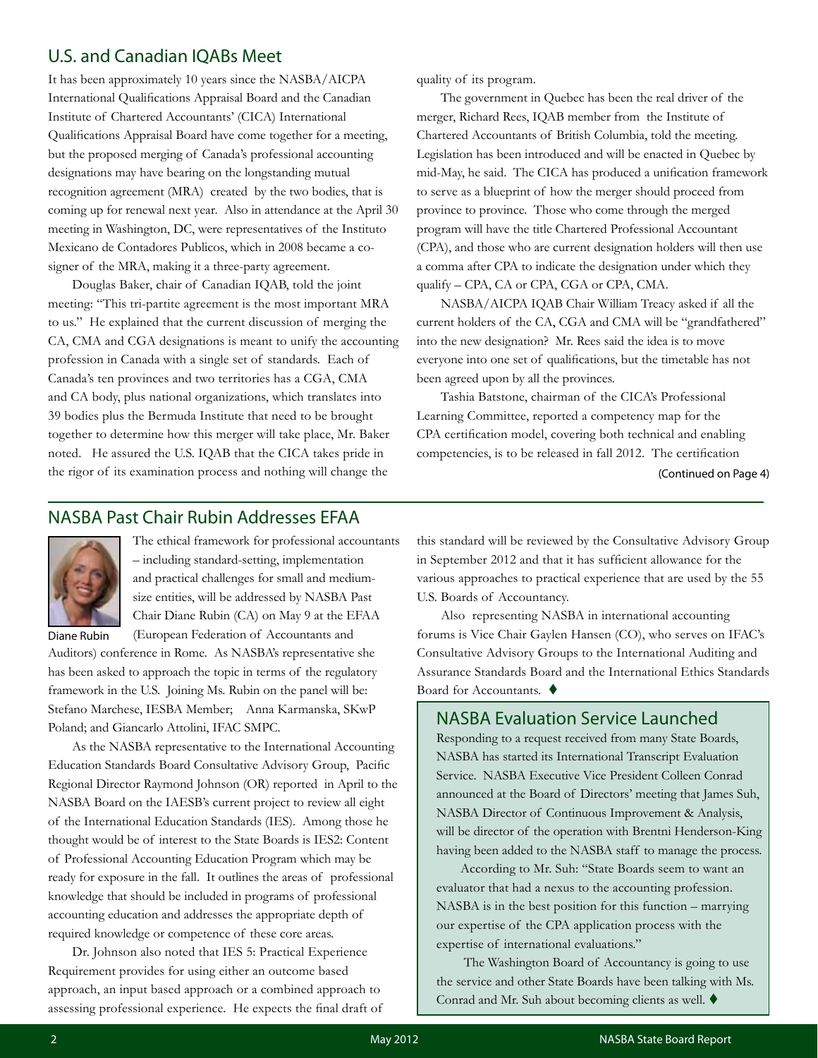## U.S. and Canadian IQABs Meet

It has been approximately 10 years since the NASBA/AICPA International Qualifications Appraisal Board and the Canadian Institute of Chartered Accountants' (CICA) International Qualifications Appraisal Board have come together for a meeting, but the proposed merging of Canada's professional accounting designations may have bearing on the longstanding mutual recognition agreement (MRA) created by the two bodies, that is coming up for renewal next year. Also in attendance at the April 30 meeting in Washington, DC, were representatives of the Instituto Mexicano de Contadores Publicos, which in 2008 became a co-signer of the MRA, making it a three-party agreement.

Douglas Baker, chair of Canadian IQAB, told the joint meeting: "This tri-partite agreement is the most important MRA to us." He explained that the current discussion of merging the CA, CMA and CGA designations is meant to unify the accounting profession in Canada with a single set of standards. Each of Canada's ten provinces and two territories has a CGA, CMA and CA body, plus national organizations, which translates into 39 bodies plus the Bermuda Institute that need to be brought together to determine how this merger will take place, Mr. Baker noted. He assured the U.S. IQAB that the CICA takes pride in the rigor of its examination process and nothing will change the quality of its program.

The government in Quebec has been the real driver of the merger, Richard Rees, IQAB member from the Institute of Chartered Accountants of British Columbia, told the meeting. Legislation has been introduced and will be enacted in Quebec by mid-May, he said. The CICA has produced a unification framework to serve as a blueprint of how the merger should proceed from province to province. Those who come through the merged program will have the title Chartered Professional Accountant (CPA), and those who are current designation holders will then use a comma after CPA to indicate the designation under which they qualify – CPA, CA or CPA, CGA or CPA, CMA.

NASBA/AICPA IQAB Chair William Treacy asked if all the current holders of the CA, CGA and CMA will be "grandfathered" into the new designation? Mr. Rees said the idea is to move everyone into one set of qualifications, but the timetable has not been agreed upon by all the provinces.

Tashia Batstone, chairman of the CICA's Professional Learning Committee, reported a competency map for the CPA certification model, covering both technical and enabling competencies, is to be released in fall 2012. The certification

(Continued on Page 4)

## NASBA Past Chair Rubin Addresses EFAA

Diane Rubin

The ethical framework for professional accountants – including standard-setting, implementation and practical challenges for small and medium-size entities, will be addressed by NASBA Past Chair Diane Rubin (CA) on May 9 at the EFAA (European Federation of Accountants and Auditors) conference in Rome. As NASBA's representative she has been asked to approach the topic in terms of the regulatory framework in the U.S. Joining Ms. Rubin on the panel will be: Stefano Marchese, IESBA Member; Anna Karmanska, SKwP Poland; and Giancarlo Attolini, IFAC SMPC.

As the NASBA representative to the International Accounting Education Standards Board Consultative Advisory Group, Pacific Regional Director Raymond Johnson (OR) reported in April to the NASBA Board on the IAESB's current project to review all eight of the International Education Standards (IES). Among those he thought would be of interest to the State Boards is IES2: Content of Professional Accounting Education Program which may be ready for exposure in the fall. It outlines the areas of professional knowledge that should be included in programs of professional accounting education and addresses the appropriate depth of required knowledge or competence of these core areas.

Dr. Johnson also noted that IES 5: Practical Experience Requirement provides for using either an outcome based approach, an input based approach or a combined approach to assessing professional experience. He expects the final draft of this standard will be reviewed by the Consultative Advisory Group in September 2012 and that it has sufficient allowance for the various approaches to practical experience that are used by the 55 U.S. Boards of Accountancy.

Also representing NASBA in international accounting forums is Vice Chair Gaylen Hansen (CO), who serves on IFAC's Consultative Advisory Groups to the International Auditing and Assurance Standards Board and the International Ethics Standards Board for Accountants. ♦

## NASBA Evaluation Service Launched

Responding to a request received from many State Boards, NASBA has started its International Transcript Evaluation Service. NASBA Executive Vice President Colleen Conrad announced at the Board of Directors' meeting that James Suh, NASBA Director of Continuous Improvement & Analysis, will be director of the operation with Brentni Henderson-King having been added to the NASBA staff to manage the process.

According to Mr. Suh: "State Boards seem to want an evaluator that had a nexus to the accounting profession. NASBA is in the best position for this function – marrying our expertise of the CPA application process with the expertise of international evaluations."

The Washington Board of Accountancy is going to use the service and other State Boards have been talking with Ms. Conrad and Mr. Suh about becoming clients as well. ♦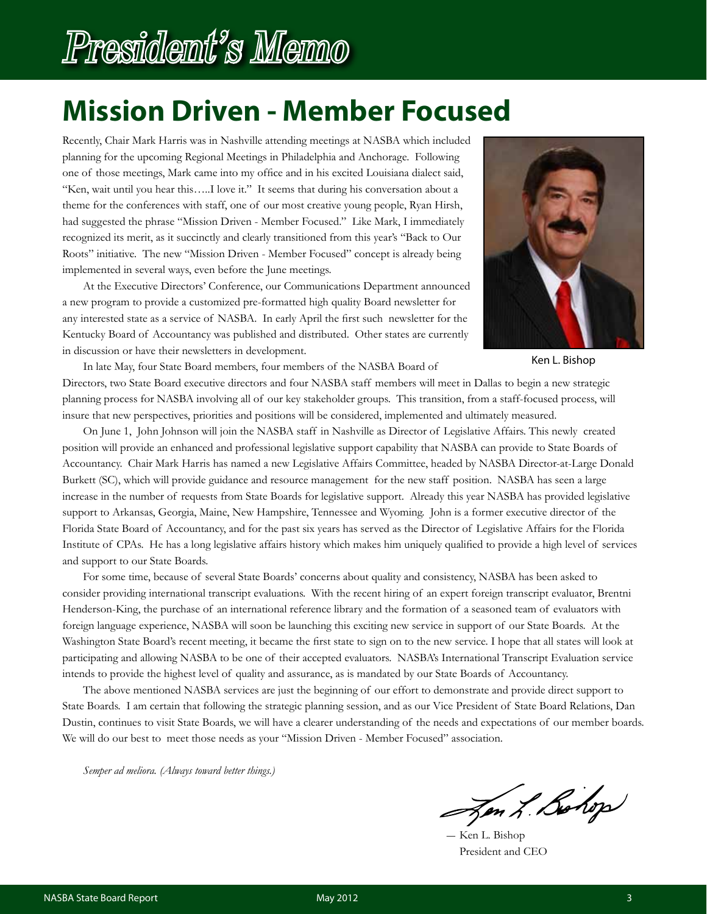# President's Memo

## Mission Driven - Member Focused

Recently, Chair Mark Harris was in Nashville attending meetings at NASBA which included planning for the upcoming Regional Meetings in Philadelphia and Anchorage. Following one of those meetings, Mark came into my office and in his excited Louisiana dialect said, "Ken, wait until you hear this…..I love it." It seems that during his conversation about a theme for the conferences with staff, one of our most creative young people, Ryan Hirsh, had suggested the phrase "Mission Driven - Member Focused." Like Mark, I immediately recognized its merit, as it succinctly and clearly transitioned from this year's "Back to Our Roots" initiative. The new "Mission Driven - Member Focused" concept is already being implemented in several ways, even before the June meetings.

At the Executive Directors' Conference, our Communications Department announced a new program to provide a customized pre-formatted high quality Board newsletter for any interested state as a service of NASBA. In early April the first such newsletter for the Kentucky Board of Accountancy was published and distributed. Other states are currently in discussion or have their newsletters in development.

Ken L. Bishop

In late May, four State Board members, four members of the NASBA Board of Directors, two State Board executive directors and four NASBA staff members will meet in Dallas to begin a new strategic planning process for NASBA involving all of our key stakeholder groups. This transition, from a staff-focused process, will insure that new perspectives, priorities and positions will be considered, implemented and ultimately measured.

On June 1, John Johnson will join the NASBA staff in Nashville as Director of Legislative Affairs. This newly created position will provide an enhanced and professional legislative support capability that NASBA can provide to State Boards of Accountancy. Chair Mark Harris has named a new Legislative Affairs Committee, headed by NASBA Director-at-Large Donald Burkett (SC), which will provide guidance and resource management for the new staff position. NASBA has seen a large increase in the number of requests from State Boards for legislative support. Already this year NASBA has provided legislative support to Arkansas, Georgia, Maine, New Hampshire, Tennessee and Wyoming. John is a former executive director of the Florida State Board of Accountancy, and for the past six years has served as the Director of Legislative Affairs for the Florida Institute of CPAs. He has a long legislative affairs history which makes him uniquely qualified to provide a high level of services and support to our State Boards.

For some time, because of several State Boards' concerns about quality and consistency, NASBA has been asked to consider providing international transcript evaluations. With the recent hiring of an expert foreign transcript evaluator, Brentni Henderson-King, the purchase of an international reference library and the formation of a seasoned team of evaluators with foreign language experience, NASBA will soon be launching this exciting new service in support of our State Boards. At the Washington State Board's recent meeting, it became the first state to sign on to the new service. I hope that all states will look at participating and allowing NASBA to be one of their accepted evaluators. NASBA's International Transcript Evaluation service intends to provide the highest level of quality and assurance, as is mandated by our State Boards of Accountancy.

The above mentioned NASBA services are just the beginning of our effort to demonstrate and provide direct support to State Boards. I am certain that following the strategic planning session, and as our Vice President of State Board Relations, Dan Dustin, continues to visit State Boards, we will have a clearer understanding of the needs and expectations of our member boards. We will do our best to meet those needs as your "Mission Driven - Member Focused" association.

*Semper ad meliora. (Always toward better things.)*

— Ken L. Bishop
President and CEO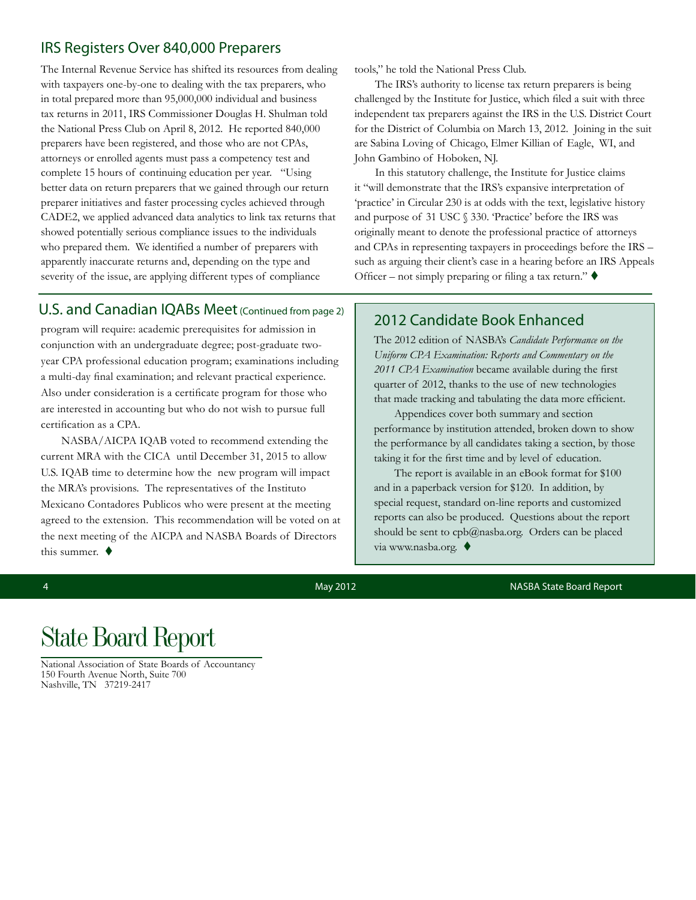## IRS Registers Over 840,000 Preparers

The Internal Revenue Service has shifted its resources from dealing with taxpayers one-by-one to dealing with the tax preparers, who in total prepared more than 95,000,000 individual and business tax returns in 2011, IRS Commissioner Douglas H. Shulman told the National Press Club on April 8, 2012. He reported 840,000 preparers have been registered, and those who are not CPAs, attorneys or enrolled agents must pass a competency test and complete 15 hours of continuing education per year. "Using better data on return preparers that we gained through our return preparer initiatives and faster processing cycles achieved through CADE2, we applied advanced data analytics to link tax returns that showed potentially serious compliance issues to the individuals who prepared them. We identified a number of preparers with apparently inaccurate returns and, depending on the type and severity of the issue, are applying different types of compliance tools," he told the National Press Club.

The IRS's authority to license tax return preparers is being challenged by the Institute for Justice, which filed a suit with three independent tax preparers against the IRS in the U.S. District Court for the District of Columbia on March 13, 2012. Joining in the suit are Sabina Loving of Chicago, Elmer Killian of Eagle, WI, and John Gambino of Hoboken, NJ.

In this statutory challenge, the Institute for Justice claims it "will demonstrate that the IRS's expansive interpretation of 'practice' in Circular 230 is at odds with the text, legislative history and purpose of 31 USC § 330. 'Practice' before the IRS was originally meant to denote the professional practice of attorneys and CPAs in representing taxpayers in proceedings before the IRS – such as arguing their client's case in a hearing before an IRS Appeals Officer – not simply preparing or filing a tax return." ♦

## U.S. and Canadian IQABs Meet (Continued from page 2)

program will require: academic prerequisites for admission in conjunction with an undergraduate degree; post-graduate two-year CPA professional education program; examinations including a multi-day final examination; and relevant practical experience. Also under consideration is a certificate program for those who are interested in accounting but who do not wish to pursue full certification as a CPA.

NASBA/AICPA IQAB voted to recommend extending the current MRA with the CICA until December 31, 2015 to allow U.S. IQAB time to determine how the new program will impact the MRA's provisions. The representatives of the Instituto Mexicano Contadores Publicos who were present at the meeting agreed to the extension. This recommendation will be voted on at the next meeting of the AICPA and NASBA Boards of Directors this summer. ♦

## 2012 Candidate Book Enhanced

The 2012 edition of NASBA's *Candidate Performance on the Uniform CPA Examination: Reports and Commentary on the 2011 CPA Examination* became available during the first quarter of 2012, thanks to the use of new technologies that made tracking and tabulating the data more efficient.

Appendices cover both summary and section performance by institution attended, broken down to show the performance by all candidates taking a section, by those taking it for the first time and by level of education.

The report is available in an eBook format for $100 and in a paperback version for $120. In addition, by special request, standard on-line reports and customized reports can also be produced. Questions about the report should be sent to cpb@nasba.org. Orders can be placed via www.nasba.org. ♦

# State Board Report

National Association of State Boards of Accountancy
150 Fourth Avenue North, Suite 700
Nashville, TN 37219-2417